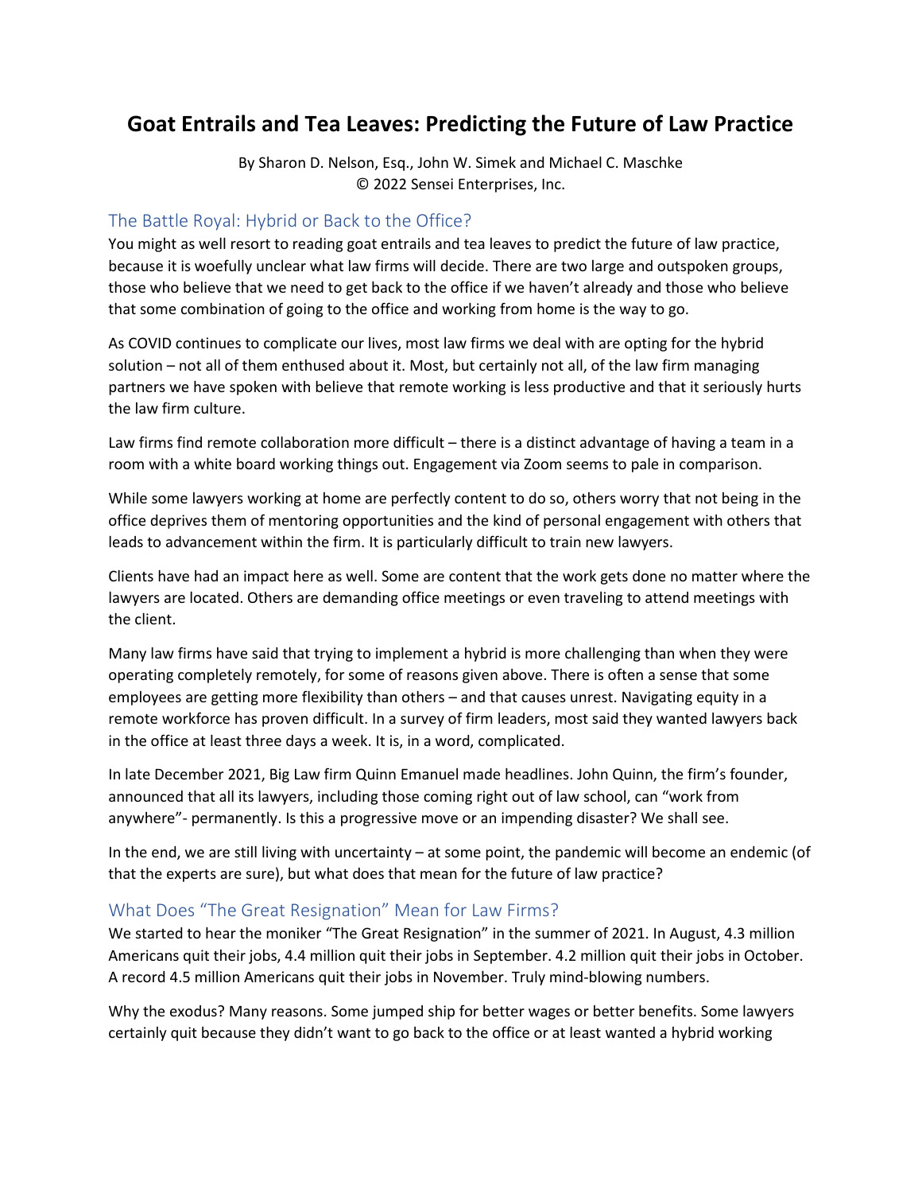# Goat Entrails and Tea Leaves: Predicting the Future of Law Practice

By Sharon D. Nelson, Esq., John W. Simek and Michael C. Maschke
© 2022 Sensei Enterprises, Inc.

## The Battle Royal: Hybrid or Back to the Office?

You might as well resort to reading goat entrails and tea leaves to predict the future of law practice, because it is woefully unclear what law firms will decide. There are two large and outspoken groups, those who believe that we need to get back to the office if we haven't already and those who believe that some combination of going to the office and working from home is the way to go.

As COVID continues to complicate our lives, most law firms we deal with are opting for the hybrid solution – not all of them enthused about it. Most, but certainly not all, of the law firm managing partners we have spoken with believe that remote working is less productive and that it seriously hurts the law firm culture.

Law firms find remote collaboration more difficult – there is a distinct advantage of having a team in a room with a white board working things out. Engagement via Zoom seems to pale in comparison.

While some lawyers working at home are perfectly content to do so, others worry that not being in the office deprives them of mentoring opportunities and the kind of personal engagement with others that leads to advancement within the firm. It is particularly difficult to train new lawyers.

Clients have had an impact here as well. Some are content that the work gets done no matter where the lawyers are located. Others are demanding office meetings or even traveling to attend meetings with the client.

Many law firms have said that trying to implement a hybrid is more challenging than when they were operating completely remotely, for some of reasons given above. There is often a sense that some employees are getting more flexibility than others – and that causes unrest. Navigating equity in a remote workforce has proven difficult. In a survey of firm leaders, most said they wanted lawyers back in the office at least three days a week. It is, in a word, complicated.

In late December 2021, Big Law firm Quinn Emanuel made headlines. John Quinn, the firm's founder, announced that all its lawyers, including those coming right out of law school, can "work from anywhere"- permanently. Is this a progressive move or an impending disaster? We shall see.

In the end, we are still living with uncertainty – at some point, the pandemic will become an endemic (of that the experts are sure), but what does that mean for the future of law practice?

## What Does "The Great Resignation" Mean for Law Firms?

We started to hear the moniker "The Great Resignation" in the summer of 2021. In August, 4.3 million Americans quit their jobs, 4.4 million quit their jobs in September. 4.2 million quit their jobs in October. A record 4.5 million Americans quit their jobs in November. Truly mind-blowing numbers.

Why the exodus? Many reasons. Some jumped ship for better wages or better benefits. Some lawyers certainly quit because they didn't want to go back to the office or at least wanted a hybrid working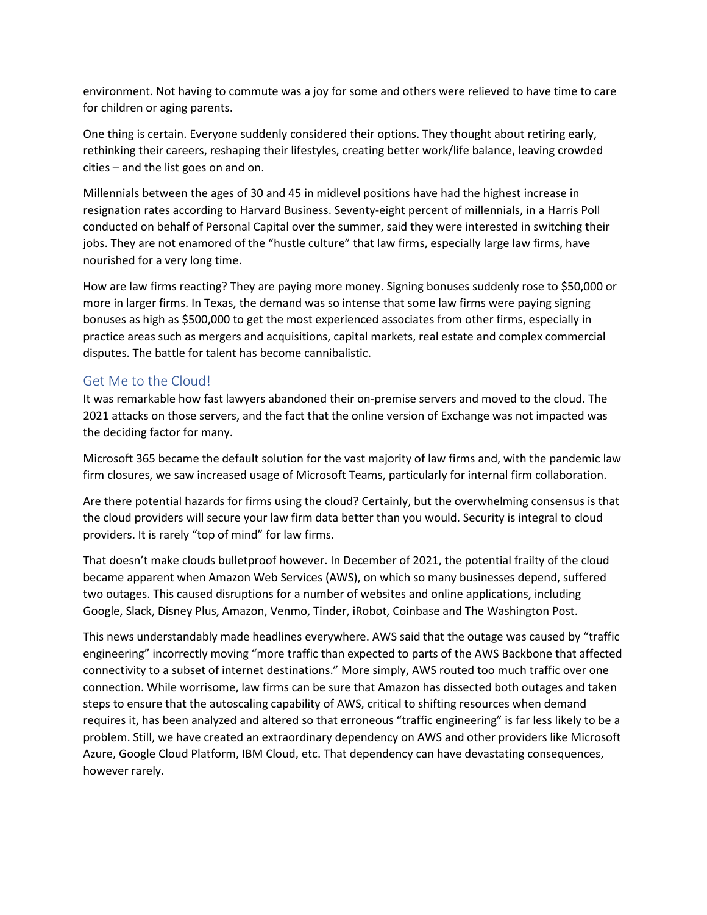environment. Not having to commute was a joy for some and others were relieved to have time to care for children or aging parents.

One thing is certain. Everyone suddenly considered their options. They thought about retiring early, rethinking their careers, reshaping their lifestyles, creating better work/life balance, leaving crowded cities – and the list goes on and on.

Millennials between the ages of 30 and 45 in midlevel positions have had the highest increase in resignation rates according to Harvard Business. Seventy-eight percent of millennials, in a Harris Poll conducted on behalf of Personal Capital over the summer, said they were interested in switching their jobs. They are not enamored of the "hustle culture" that law firms, especially large law firms, have nourished for a very long time.

How are law firms reacting? They are paying more money. Signing bonuses suddenly rose to $50,000 or more in larger firms. In Texas, the demand was so intense that some law firms were paying signing bonuses as high as $500,000 to get the most experienced associates from other firms, especially in practice areas such as mergers and acquisitions, capital markets, real estate and complex commercial disputes. The battle for talent has become cannibalistic.

## Get Me to the Cloud!

It was remarkable how fast lawyers abandoned their on-premise servers and moved to the cloud. The 2021 attacks on those servers, and the fact that the online version of Exchange was not impacted was the deciding factor for many.

Microsoft 365 became the default solution for the vast majority of law firms and, with the pandemic law firm closures, we saw increased usage of Microsoft Teams, particularly for internal firm collaboration.

Are there potential hazards for firms using the cloud? Certainly, but the overwhelming consensus is that the cloud providers will secure your law firm data better than you would. Security is integral to cloud providers. It is rarely "top of mind" for law firms.

That doesn't make clouds bulletproof however. In December of 2021, the potential frailty of the cloud became apparent when Amazon Web Services (AWS), on which so many businesses depend, suffered two outages. This caused disruptions for a number of websites and online applications, including Google, Slack, Disney Plus, Amazon, Venmo, Tinder, iRobot, Coinbase and The Washington Post.

This news understandably made headlines everywhere. AWS said that the outage was caused by "traffic engineering" incorrectly moving "more traffic than expected to parts of the AWS Backbone that affected connectivity to a subset of internet destinations." More simply, AWS routed too much traffic over one connection. While worrisome, law firms can be sure that Amazon has dissected both outages and taken steps to ensure that the autoscaling capability of AWS, critical to shifting resources when demand requires it, has been analyzed and altered so that erroneous "traffic engineering" is far less likely to be a problem. Still, we have created an extraordinary dependency on AWS and other providers like Microsoft Azure, Google Cloud Platform, IBM Cloud, etc. That dependency can have devastating consequences, however rarely.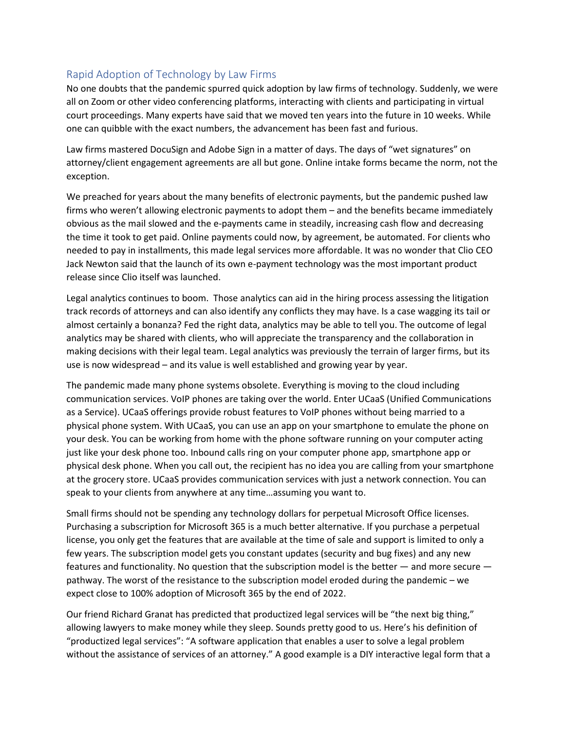## Rapid Adoption of Technology by Law Firms

No one doubts that the pandemic spurred quick adoption by law firms of technology. Suddenly, we were all on Zoom or other video conferencing platforms, interacting with clients and participating in virtual court proceedings. Many experts have said that we moved ten years into the future in 10 weeks. While one can quibble with the exact numbers, the advancement has been fast and furious.

Law firms mastered DocuSign and Adobe Sign in a matter of days. The days of "wet signatures" on attorney/client engagement agreements are all but gone. Online intake forms became the norm, not the exception.

We preached for years about the many benefits of electronic payments, but the pandemic pushed law firms who weren't allowing electronic payments to adopt them – and the benefits became immediately obvious as the mail slowed and the e-payments came in steadily, increasing cash flow and decreasing the time it took to get paid. Online payments could now, by agreement, be automated. For clients who needed to pay in installments, this made legal services more affordable. It was no wonder that Clio CEO Jack Newton said that the launch of its own e-payment technology was the most important product release since Clio itself was launched.

Legal analytics continues to boom. Those analytics can aid in the hiring process assessing the litigation track records of attorneys and can also identify any conflicts they may have. Is a case wagging its tail or almost certainly a bonanza? Fed the right data, analytics may be able to tell you. The outcome of legal analytics may be shared with clients, who will appreciate the transparency and the collaboration in making decisions with their legal team. Legal analytics was previously the terrain of larger firms, but its use is now widespread – and its value is well established and growing year by year.

The pandemic made many phone systems obsolete. Everything is moving to the cloud including communication services. VoIP phones are taking over the world. Enter UCaaS (Unified Communications as a Service). UCaaS offerings provide robust features to VoIP phones without being married to a physical phone system. With UCaaS, you can use an app on your smartphone to emulate the phone on your desk. You can be working from home with the phone software running on your computer acting just like your desk phone too. Inbound calls ring on your computer phone app, smartphone app or physical desk phone. When you call out, the recipient has no idea you are calling from your smartphone at the grocery store. UCaaS provides communication services with just a network connection. You can speak to your clients from anywhere at any time…assuming you want to.

Small firms should not be spending any technology dollars for perpetual Microsoft Office licenses. Purchasing a subscription for Microsoft 365 is a much better alternative. If you purchase a perpetual license, you only get the features that are available at the time of sale and support is limited to only a few years. The subscription model gets you constant updates (security and bug fixes) and any new features and functionality. No question that the subscription model is the better — and more secure — pathway. The worst of the resistance to the subscription model eroded during the pandemic – we expect close to 100% adoption of Microsoft 365 by the end of 2022.

Our friend Richard Granat has predicted that productized legal services will be "the next big thing," allowing lawyers to make money while they sleep. Sounds pretty good to us. Here's his definition of "productized legal services": "A software application that enables a user to solve a legal problem without the assistance of services of an attorney." A good example is a DIY interactive legal form that a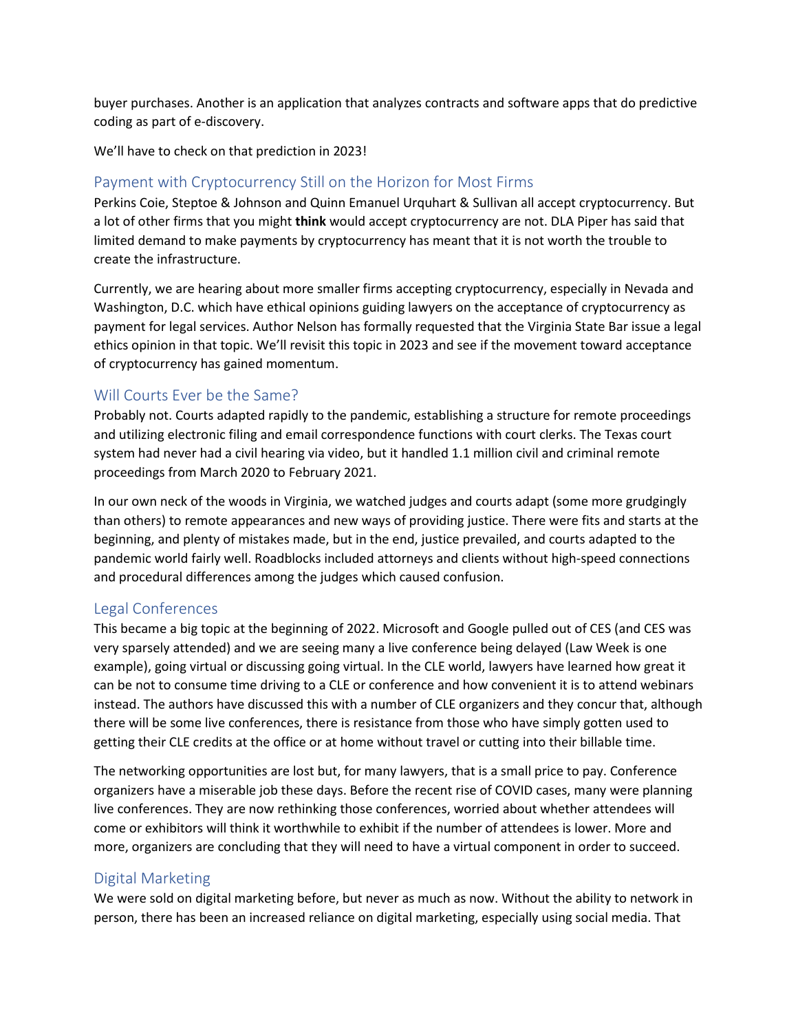buyer purchases. Another is an application that analyzes contracts and software apps that do predictive coding as part of e-discovery.

We'll have to check on that prediction in 2023!

## Payment with Cryptocurrency Still on the Horizon for Most Firms

Perkins Coie, Steptoe & Johnson and Quinn Emanuel Urquhart & Sullivan all accept cryptocurrency. But a lot of other firms that you might **think** would accept cryptocurrency are not. DLA Piper has said that limited demand to make payments by cryptocurrency has meant that it is not worth the trouble to create the infrastructure.

Currently, we are hearing about more smaller firms accepting cryptocurrency, especially in Nevada and Washington, D.C. which have ethical opinions guiding lawyers on the acceptance of cryptocurrency as payment for legal services. Author Nelson has formally requested that the Virginia State Bar issue a legal ethics opinion in that topic. We'll revisit this topic in 2023 and see if the movement toward acceptance of cryptocurrency has gained momentum.

## Will Courts Ever be the Same?

Probably not. Courts adapted rapidly to the pandemic, establishing a structure for remote proceedings and utilizing electronic filing and email correspondence functions with court clerks. The Texas court system had never had a civil hearing via video, but it handled 1.1 million civil and criminal remote proceedings from March 2020 to February 2021.

In our own neck of the woods in Virginia, we watched judges and courts adapt (some more grudgingly than others) to remote appearances and new ways of providing justice. There were fits and starts at the beginning, and plenty of mistakes made, but in the end, justice prevailed, and courts adapted to the pandemic world fairly well. Roadblocks included attorneys and clients without high-speed connections and procedural differences among the judges which caused confusion.

## Legal Conferences

This became a big topic at the beginning of 2022. Microsoft and Google pulled out of CES (and CES was very sparsely attended) and we are seeing many a live conference being delayed (Law Week is one example), going virtual or discussing going virtual. In the CLE world, lawyers have learned how great it can be not to consume time driving to a CLE or conference and how convenient it is to attend webinars instead. The authors have discussed this with a number of CLE organizers and they concur that, although there will be some live conferences, there is resistance from those who have simply gotten used to getting their CLE credits at the office or at home without travel or cutting into their billable time.

The networking opportunities are lost but, for many lawyers, that is a small price to pay. Conference organizers have a miserable job these days. Before the recent rise of COVID cases, many were planning live conferences. They are now rethinking those conferences, worried about whether attendees will come or exhibitors will think it worthwhile to exhibit if the number of attendees is lower. More and more, organizers are concluding that they will need to have a virtual component in order to succeed.

## Digital Marketing

We were sold on digital marketing before, but never as much as now. Without the ability to network in person, there has been an increased reliance on digital marketing, especially using social media. That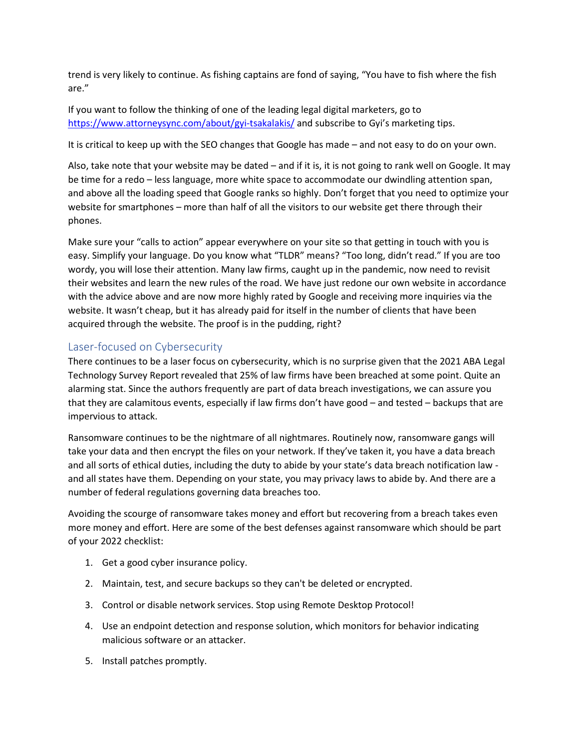trend is very likely to continue. As fishing captains are fond of saying, "You have to fish where the fish are."

If you want to follow the thinking of one of the leading legal digital marketers, go to https://www.attorneysync.com/about/gyi-tsakalakis/ and subscribe to Gyi's marketing tips.

It is critical to keep up with the SEO changes that Google has made – and not easy to do on your own.

Also, take note that your website may be dated – and if it is, it is not going to rank well on Google. It may be time for a redo – less language, more white space to accommodate our dwindling attention span, and above all the loading speed that Google ranks so highly. Don't forget that you need to optimize your website for smartphones – more than half of all the visitors to our website get there through their phones.

Make sure your "calls to action" appear everywhere on your site so that getting in touch with you is easy. Simplify your language. Do you know what "TLDR" means? "Too long, didn't read." If you are too wordy, you will lose their attention. Many law firms, caught up in the pandemic, now need to revisit their websites and learn the new rules of the road. We have just redone our own website in accordance with the advice above and are now more highly rated by Google and receiving more inquiries via the website. It wasn't cheap, but it has already paid for itself in the number of clients that have been acquired through the website. The proof is in the pudding, right?

## Laser-focused on Cybersecurity

There continues to be a laser focus on cybersecurity, which is no surprise given that the 2021 ABA Legal Technology Survey Report revealed that 25% of law firms have been breached at some point. Quite an alarming stat. Since the authors frequently are part of data breach investigations, we can assure you that they are calamitous events, especially if law firms don't have good – and tested – backups that are impervious to attack.

Ransomware continues to be the nightmare of all nightmares. Routinely now, ransomware gangs will take your data and then encrypt the files on your network. If they've taken it, you have a data breach and all sorts of ethical duties, including the duty to abide by your state's data breach notification law - and all states have them. Depending on your state, you may privacy laws to abide by. And there are a number of federal regulations governing data breaches too.

Avoiding the scourge of ransomware takes money and effort but recovering from a breach takes even more money and effort. Here are some of the best defenses against ransomware which should be part of your 2022 checklist:

1. Get a good cyber insurance policy.
2. Maintain, test, and secure backups so they can't be deleted or encrypted.
3. Control or disable network services. Stop using Remote Desktop Protocol!
4. Use an endpoint detection and response solution, which monitors for behavior indicating malicious software or an attacker.
5. Install patches promptly.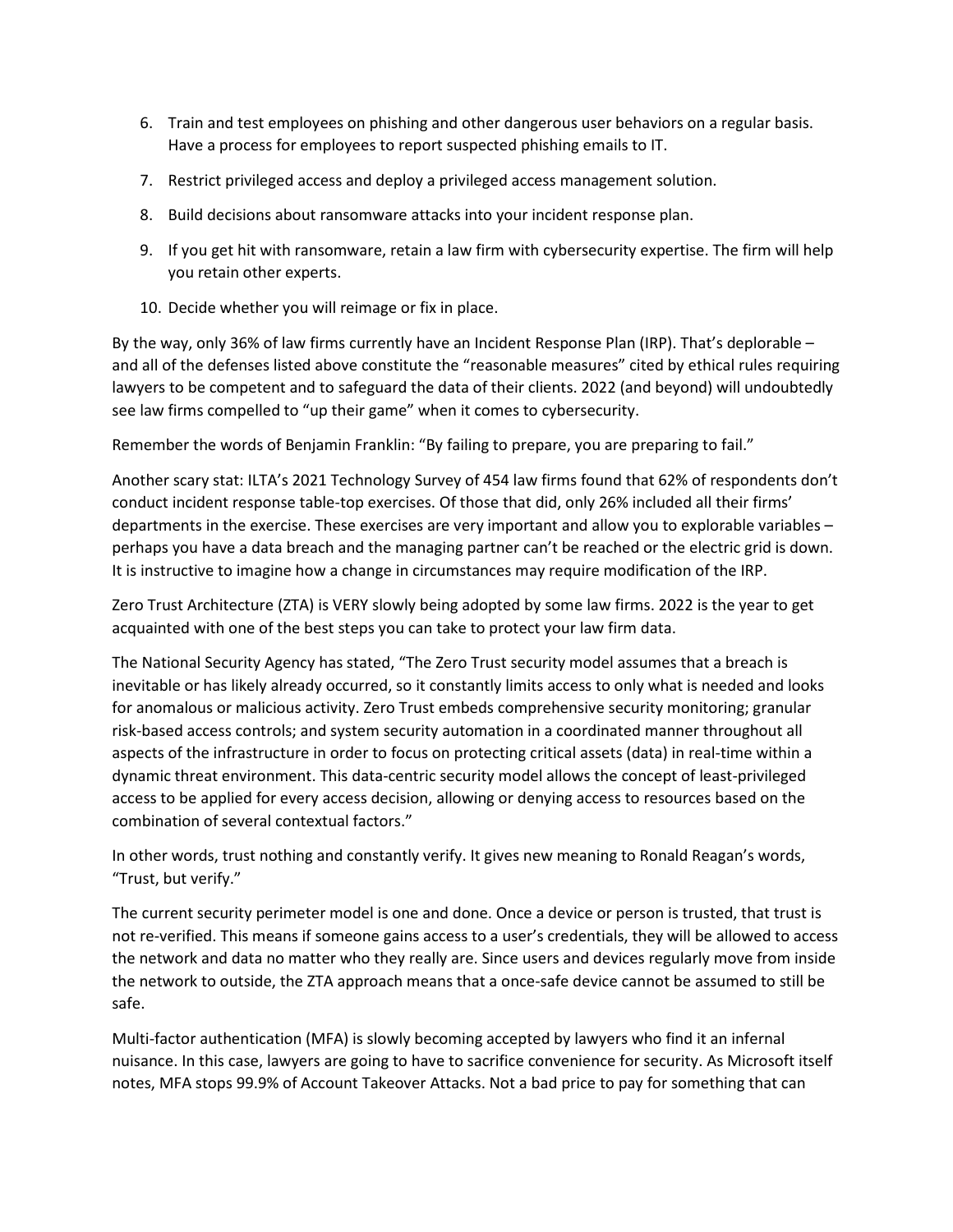6. Train and test employees on phishing and other dangerous user behaviors on a regular basis. Have a process for employees to report suspected phishing emails to IT.

7. Restrict privileged access and deploy a privileged access management solution.

8. Build decisions about ransomware attacks into your incident response plan.

9. If you get hit with ransomware, retain a law firm with cybersecurity expertise. The firm will help you retain other experts.

10. Decide whether you will reimage or fix in place.

By the way, only 36% of law firms currently have an Incident Response Plan (IRP). That's deplorable – and all of the defenses listed above constitute the "reasonable measures" cited by ethical rules requiring lawyers to be competent and to safeguard the data of their clients. 2022 (and beyond) will undoubtedly see law firms compelled to "up their game" when it comes to cybersecurity.

Remember the words of Benjamin Franklin: "By failing to prepare, you are preparing to fail."

Another scary stat: ILTA's 2021 Technology Survey of 454 law firms found that 62% of respondents don't conduct incident response table-top exercises. Of those that did, only 26% included all their firms' departments in the exercise. These exercises are very important and allow you to explorable variables – perhaps you have a data breach and the managing partner can't be reached or the electric grid is down. It is instructive to imagine how a change in circumstances may require modification of the IRP.

Zero Trust Architecture (ZTA) is VERY slowly being adopted by some law firms. 2022 is the year to get acquainted with one of the best steps you can take to protect your law firm data.

The National Security Agency has stated, "The Zero Trust security model assumes that a breach is inevitable or has likely already occurred, so it constantly limits access to only what is needed and looks for anomalous or malicious activity. Zero Trust embeds comprehensive security monitoring; granular risk-based access controls; and system security automation in a coordinated manner throughout all aspects of the infrastructure in order to focus on protecting critical assets (data) in real-time within a dynamic threat environment. This data-centric security model allows the concept of least-privileged access to be applied for every access decision, allowing or denying access to resources based on the combination of several contextual factors."

In other words, trust nothing and constantly verify. It gives new meaning to Ronald Reagan's words, "Trust, but verify."

The current security perimeter model is one and done. Once a device or person is trusted, that trust is not re-verified. This means if someone gains access to a user's credentials, they will be allowed to access the network and data no matter who they really are. Since users and devices regularly move from inside the network to outside, the ZTA approach means that a once-safe device cannot be assumed to still be safe.

Multi-factor authentication (MFA) is slowly becoming accepted by lawyers who find it an infernal nuisance. In this case, lawyers are going to have to sacrifice convenience for security. As Microsoft itself notes, MFA stops 99.9% of Account Takeover Attacks. Not a bad price to pay for something that can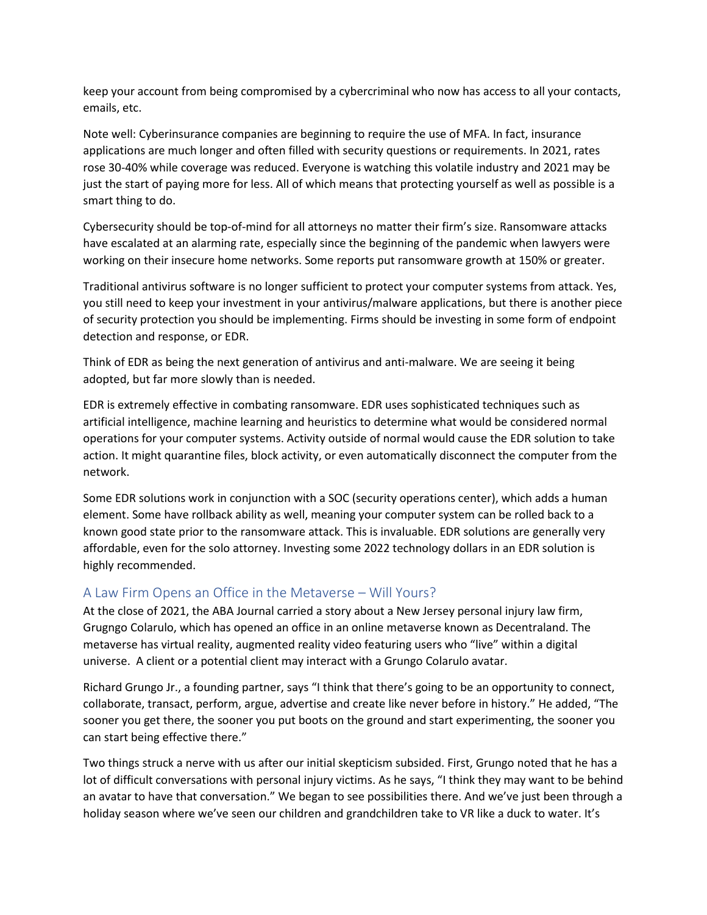keep your account from being compromised by a cybercriminal who now has access to all your contacts, emails, etc.

Note well: Cyberinsurance companies are beginning to require the use of MFA. In fact, insurance applications are much longer and often filled with security questions or requirements. In 2021, rates rose 30-40% while coverage was reduced. Everyone is watching this volatile industry and 2021 may be just the start of paying more for less. All of which means that protecting yourself as well as possible is a smart thing to do.

Cybersecurity should be top-of-mind for all attorneys no matter their firm's size. Ransomware attacks have escalated at an alarming rate, especially since the beginning of the pandemic when lawyers were working on their insecure home networks. Some reports put ransomware growth at 150% or greater.

Traditional antivirus software is no longer sufficient to protect your computer systems from attack. Yes, you still need to keep your investment in your antivirus/malware applications, but there is another piece of security protection you should be implementing. Firms should be investing in some form of endpoint detection and response, or EDR.

Think of EDR as being the next generation of antivirus and anti-malware. We are seeing it being adopted, but far more slowly than is needed.

EDR is extremely effective in combating ransomware. EDR uses sophisticated techniques such as artificial intelligence, machine learning and heuristics to determine what would be considered normal operations for your computer systems. Activity outside of normal would cause the EDR solution to take action. It might quarantine files, block activity, or even automatically disconnect the computer from the network.

Some EDR solutions work in conjunction with a SOC (security operations center), which adds a human element. Some have rollback ability as well, meaning your computer system can be rolled back to a known good state prior to the ransomware attack. This is invaluable. EDR solutions are generally very affordable, even for the solo attorney. Investing some 2022 technology dollars in an EDR solution is highly recommended.

## A Law Firm Opens an Office in the Metaverse – Will Yours?

At the close of 2021, the ABA Journal carried a story about a New Jersey personal injury law firm, Grugngo Colarulo, which has opened an office in an online metaverse known as Decentraland. The metaverse has virtual reality, augmented reality video featuring users who "live" within a digital universe. A client or a potential client may interact with a Grungo Colarulo avatar.

Richard Grungo Jr., a founding partner, says "I think that there's going to be an opportunity to connect, collaborate, transact, perform, argue, advertise and create like never before in history." He added, "The sooner you get there, the sooner you put boots on the ground and start experimenting, the sooner you can start being effective there."

Two things struck a nerve with us after our initial skepticism subsided. First, Grungo noted that he has a lot of difficult conversations with personal injury victims. As he says, "I think they may want to be behind an avatar to have that conversation." We began to see possibilities there. And we've just been through a holiday season where we've seen our children and grandchildren take to VR like a duck to water. It's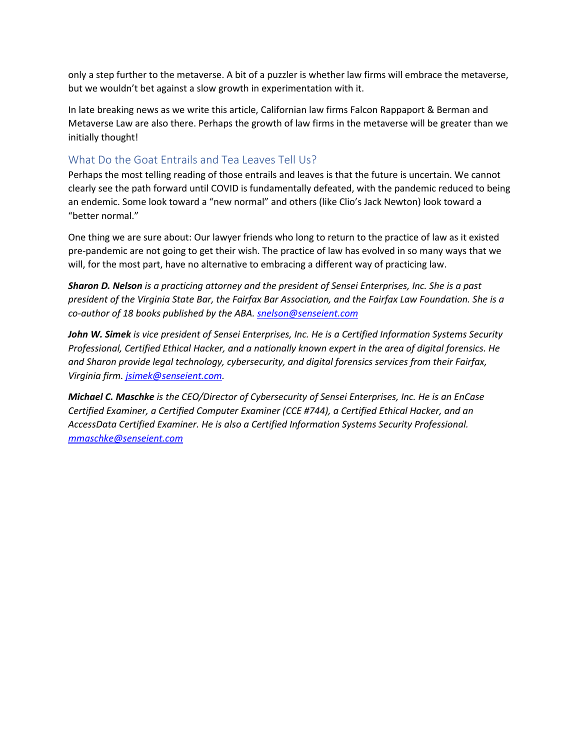only a step further to the metaverse. A bit of a puzzler is whether law firms will embrace the metaverse, but we wouldn't bet against a slow growth in experimentation with it.

In late breaking news as we write this article, Californian law firms Falcon Rappaport & Berman and Metaverse Law are also there. Perhaps the growth of law firms in the metaverse will be greater than we initially thought!

## What Do the Goat Entrails and Tea Leaves Tell Us?

Perhaps the most telling reading of those entrails and leaves is that the future is uncertain. We cannot clearly see the path forward until COVID is fundamentally defeated, with the pandemic reduced to being an endemic. Some look toward a "new normal" and others (like Clio's Jack Newton) look toward a "better normal."

One thing we are sure about: Our lawyer friends who long to return to the practice of law as it existed pre-pandemic are not going to get their wish. The practice of law has evolved in so many ways that we will, for the most part, have no alternative to embracing a different way of practicing law.

***Sharon D. Nelson*** *is a practicing attorney and the president of Sensei Enterprises, Inc. She is a past president of the Virginia State Bar, the Fairfax Bar Association, and the Fairfax Law Foundation. She is a co-author of 18 books published by the ABA. snelson@senseient.com*

***John W. Simek*** *is vice president of Sensei Enterprises, Inc. He is a Certified Information Systems Security Professional, Certified Ethical Hacker, and a nationally known expert in the area of digital forensics. He and Sharon provide legal technology, cybersecurity, and digital forensics services from their Fairfax, Virginia firm. jsimek@senseient.com.*

***Michael C. Maschke*** *is the CEO/Director of Cybersecurity of Sensei Enterprises, Inc. He is an EnCase Certified Examiner, a Certified Computer Examiner (CCE #744), a Certified Ethical Hacker, and an AccessData Certified Examiner. He is also a Certified Information Systems Security Professional. mmaschke@senseient.com*